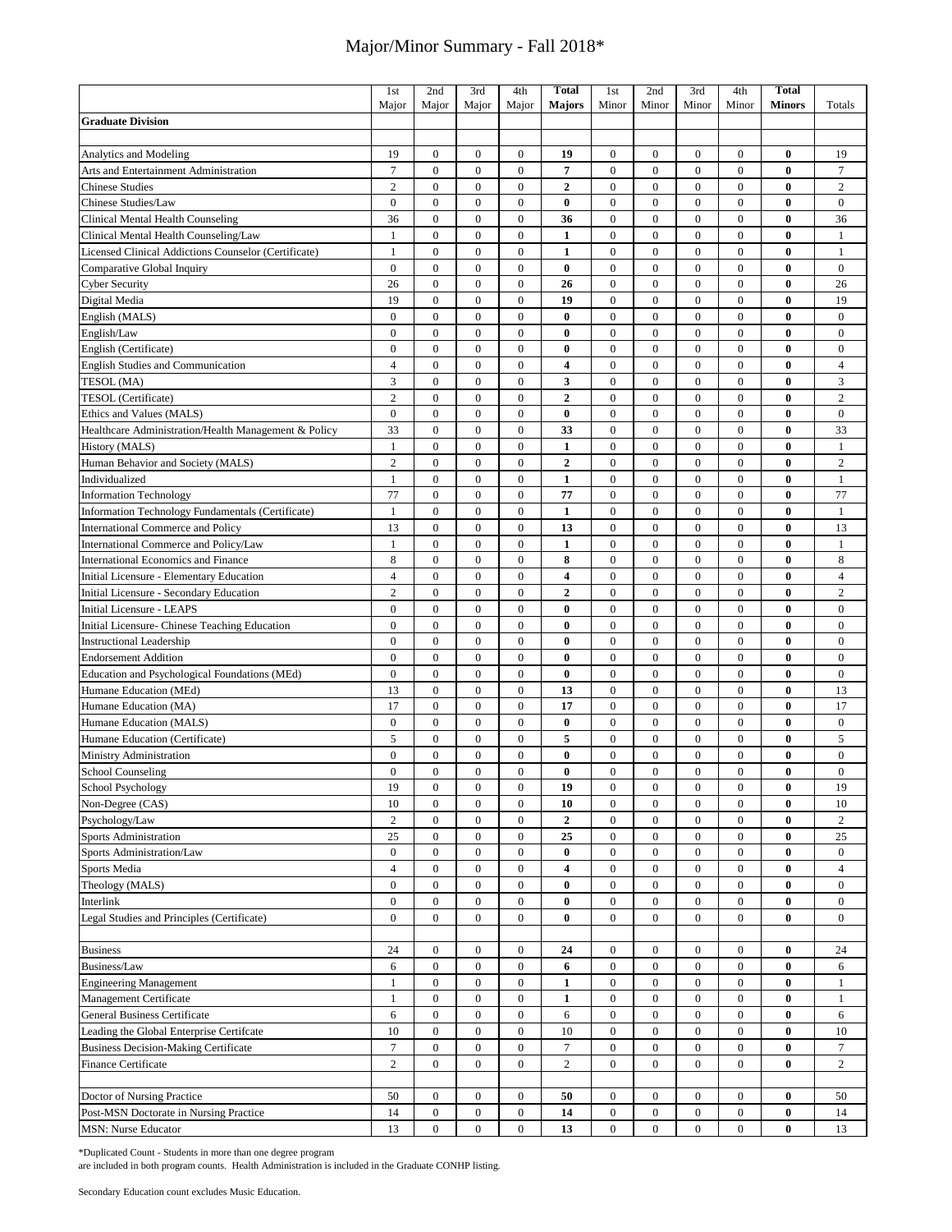# Major/Minor Summary - Fall 2018*

| | 1st Major | 2nd Major | 3rd Major | 4th Major | **Total Majors** | 1st Minor | 2nd Minor | 3rd Minor | 4th Minor | **Total Minors** | Totals |
|---|---|---|---|---|---|---|---|---|---|---|---|
| **Graduate Division** | | | | | | | | | | | |
| | | | | | | | | | | | |
| Analytics and Modeling | 19 | 0 | 0 | 0 | **19** | 0 | 0 | 0 | 0 | **0** | 19 |
| Arts and Entertainment Administration | 7 | 0 | 0 | 0 | **7** | 0 | 0 | 0 | 0 | **0** | 7 |
| Chinese Studies | 2 | 0 | 0 | 0 | **2** | 0 | 0 | 0 | 0 | **0** | 2 |
| Chinese Studies/Law | 0 | 0 | 0 | 0 | **0** | 0 | 0 | 0 | 0 | **0** | 0 |
| Clinical Mental Health Counseling | 36 | 0 | 0 | 0 | **36** | 0 | 0 | 0 | 0 | **0** | 36 |
| Clinical Mental Health Counseling/Law | 1 | 0 | 0 | 0 | **1** | 0 | 0 | 0 | 0 | **0** | 1 |
| Licensed Clinical Addictions Counselor (Certificate) | 1 | 0 | 0 | 0 | **1** | 0 | 0 | 0 | 0 | **0** | 1 |
| Comparative Global Inquiry | 0 | 0 | 0 | 0 | **0** | 0 | 0 | 0 | 0 | **0** | 0 |
| Cyber Security | 26 | 0 | 0 | 0 | **26** | 0 | 0 | 0 | 0 | **0** | 26 |
| Digital Media | 19 | 0 | 0 | 0 | **19** | 0 | 0 | 0 | 0 | **0** | 19 |
| English (MALS) | 0 | 0 | 0 | 0 | **0** | 0 | 0 | 0 | 0 | **0** | 0 |
| English/Law | 0 | 0 | 0 | 0 | **0** | 0 | 0 | 0 | 0 | **0** | 0 |
| English (Certificate) | 0 | 0 | 0 | 0 | **0** | 0 | 0 | 0 | 0 | **0** | 0 |
| English Studies and Communication | 4 | 0 | 0 | 0 | **4** | 0 | 0 | 0 | 0 | **0** | 4 |
| TESOL (MA) | 3 | 0 | 0 | 0 | **3** | 0 | 0 | 0 | 0 | **0** | 3 |
| TESOL (Certificate) | 2 | 0 | 0 | 0 | **2** | 0 | 0 | 0 | 0 | **0** | 2 |
| Ethics and Values (MALS) | 0 | 0 | 0 | 0 | **0** | 0 | 0 | 0 | 0 | **0** | 0 |
| Healthcare Administration/Health Management & Policy | 33 | 0 | 0 | 0 | **33** | 0 | 0 | 0 | 0 | **0** | 33 |
| History (MALS) | 1 | 0 | 0 | 0 | **1** | 0 | 0 | 0 | 0 | **0** | 1 |
| Human Behavior and Society (MALS) | 2 | 0 | 0 | 0 | **2** | 0 | 0 | 0 | 0 | **0** | 2 |
| Individualized | 1 | 0 | 0 | 0 | **1** | 0 | 0 | 0 | 0 | **0** | 1 |
| Information Technology | 77 | 0 | 0 | 0 | **77** | 0 | 0 | 0 | 0 | **0** | 77 |
| Information Technology Fundamentals (Certificate) | 1 | 0 | 0 | 0 | **1** | 0 | 0 | 0 | 0 | **0** | 1 |
| International Commerce and Policy | 13 | 0 | 0 | 0 | **13** | 0 | 0 | 0 | 0 | **0** | 13 |
| International Commerce and Policy/Law | 1 | 0 | 0 | 0 | **1** | 0 | 0 | 0 | 0 | **0** | 1 |
| International Economics and Finance | 8 | 0 | 0 | 0 | **8** | 0 | 0 | 0 | 0 | **0** | 8 |
| Initial Licensure - Elementary Education | 4 | 0 | 0 | 0 | **4** | 0 | 0 | 0 | 0 | **0** | 4 |
| Initial Licensure - Secondary Education | 2 | 0 | 0 | 0 | **2** | 0 | 0 | 0 | 0 | **0** | 2 |
| Initial Licensure - LEAPS | 0 | 0 | 0 | 0 | **0** | 0 | 0 | 0 | 0 | **0** | 0 |
| Initial Licensure- Chinese Teaching Education | 0 | 0 | 0 | 0 | **0** | 0 | 0 | 0 | 0 | **0** | 0 |
| Instructional Leadership | 0 | 0 | 0 | 0 | **0** | 0 | 0 | 0 | 0 | **0** | 0 |
| Endorsement Addition | 0 | 0 | 0 | 0 | **0** | 0 | 0 | 0 | 0 | **0** | 0 |
| Education and Psychological Foundations (MEd) | 0 | 0 | 0 | 0 | **0** | 0 | 0 | 0 | 0 | **0** | 0 |
| Humane Education (MEd) | 13 | 0 | 0 | 0 | **13** | 0 | 0 | 0 | 0 | **0** | 13 |
| Humane Education (MA) | 17 | 0 | 0 | 0 | **17** | 0 | 0 | 0 | 0 | **0** | 17 |
| Humane Education (MALS) | 0 | 0 | 0 | 0 | **0** | 0 | 0 | 0 | 0 | **0** | 0 |
| Humane Education (Certificate) | 5 | 0 | 0 | 0 | **5** | 0 | 0 | 0 | 0 | **0** | 5 |
| Ministry Administration | 0 | 0 | 0 | 0 | **0** | 0 | 0 | 0 | 0 | **0** | 0 |
| School Counseling | 0 | 0 | 0 | 0 | **0** | 0 | 0 | 0 | 0 | **0** | 0 |
| School Psychology | 19 | 0 | 0 | 0 | **19** | 0 | 0 | 0 | 0 | **0** | 19 |
| Non-Degree (CAS) | 10 | 0 | 0 | 0 | **10** | 0 | 0 | 0 | 0 | **0** | 10 |
| Psychology/Law | 2 | 0 | 0 | 0 | **2** | 0 | 0 | 0 | 0 | **0** | 2 |
| Sports Administration | 25 | 0 | 0 | 0 | **25** | 0 | 0 | 0 | 0 | **0** | 25 |
| Sports Administration/Law | 0 | 0 | 0 | 0 | **0** | 0 | 0 | 0 | 0 | **0** | 0 |
| Sports Media | 4 | 0 | 0 | 0 | **4** | 0 | 0 | 0 | 0 | **0** | 4 |
| Theology (MALS) | 0 | 0 | 0 | 0 | **0** | 0 | 0 | 0 | 0 | **0** | 0 |
| Interlink | 0 | 0 | 0 | 0 | **0** | 0 | 0 | 0 | 0 | **0** | 0 |
| Legal Studies and Principles (Certificate) | 0 | 0 | 0 | 0 | **0** | 0 | 0 | 0 | 0 | **0** | 0 |
| | | | | | | | | | | | |
| Business | 24 | 0 | 0 | 0 | **24** | 0 | 0 | 0 | 0 | **0** | 24 |
| Business/Law | 6 | 0 | 0 | 0 | **6** | 0 | 0 | 0 | 0 | **0** | 6 |
| Engineering Management | 1 | 0 | 0 | 0 | **1** | 0 | 0 | 0 | 0 | **0** | 1 |
| Management Certificate | 1 | 0 | 0 | 0 | **1** | 0 | 0 | 0 | 0 | **0** | 1 |
| General Business Certificate | 6 | 0 | 0 | 0 | 6 | 0 | 0 | 0 | 0 | **0** | 6 |
| Leading the Global Enterprise Certifcate | 10 | 0 | 0 | 0 | 10 | 0 | 0 | 0 | 0 | **0** | 10 |
| Business Decision-Making Certificate | 7 | 0 | 0 | 0 | 7 | 0 | 0 | 0 | 0 | **0** | 7 |
| Finance Certificate | 2 | 0 | 0 | 0 | 2 | 0 | 0 | 0 | 0 | **0** | 2 |
| | | | | | | | | | | | |
| Doctor of Nursing Practice | 50 | 0 | 0 | 0 | **50** | 0 | 0 | 0 | 0 | **0** | 50 |
| Post-MSN Doctorate in Nursing Practice | 14 | 0 | 0 | 0 | **14** | 0 | 0 | 0 | 0 | **0** | 14 |
| MSN: Nurse Educator | 13 | 0 | 0 | 0 | **13** | 0 | 0 | 0 | 0 | **0** | 13 |

*Duplicated Count - Students in more than one degree program are included in both program counts. Health Administration is included in the Graduate CONHP listing.

Secondary Education count excludes Music Education.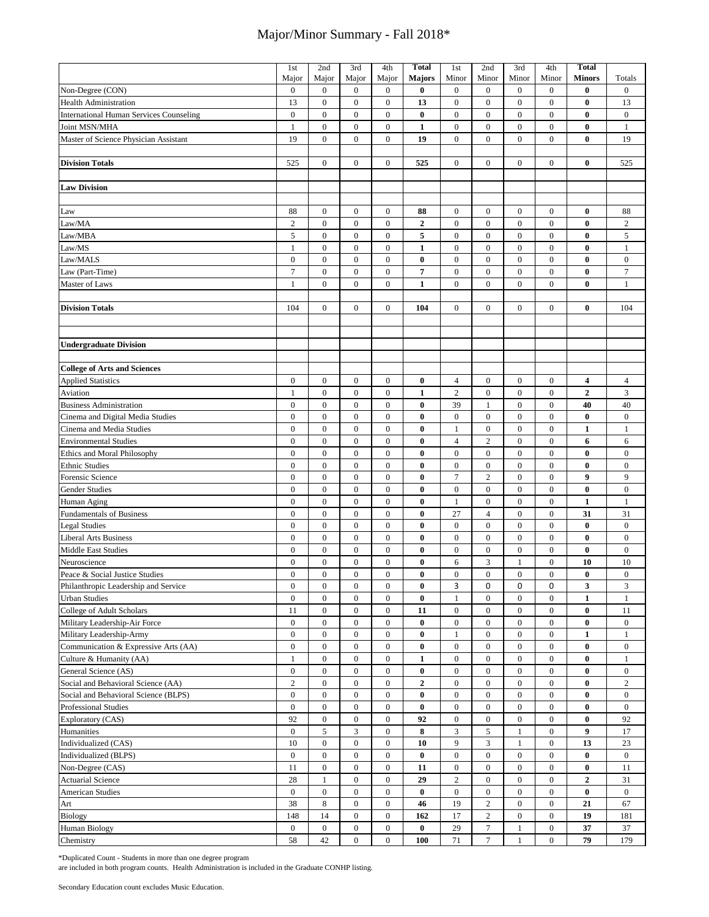# Major/Minor Summary - Fall 2018*

| | 1st Major | 2nd Major | 3rd Major | 4th Major | **Total Majors** | 1st Minor | 2nd Minor | 3rd Minor | 4th Minor | **Total Minors** | Totals |
|---|---|---|---|---|---|---|---|---|---|---|---|
| Non-Degree (CON) | 0 | 0 | 0 | 0 | **0** | 0 | 0 | 0 | 0 | **0** | 0 |
| Health Administration | 13 | 0 | 0 | 0 | **13** | 0 | 0 | 0 | 0 | **0** | 13 |
| International Human Services Counseling | 0 | 0 | 0 | 0 | **0** | 0 | 0 | 0 | 0 | **0** | 0 |
| Joint MSN/MHA | 1 | 0 | 0 | 0 | **1** | 0 | 0 | 0 | 0 | **0** | 1 |
| Master of Science Physician Assistant | 19 | 0 | 0 | 0 | **19** | 0 | 0 | 0 | 0 | **0** | 19 |
| | | | | | | | | | | | |
| **Division Totals** | 525 | 0 | 0 | 0 | **525** | 0 | 0 | 0 | 0 | **0** | 525 |
| | | | | | | | | | | | |
| **Law Division** | | | | | | | | | | | |
| | | | | | | | | | | | |
| Law | 88 | 0 | 0 | 0 | **88** | 0 | 0 | 0 | 0 | **0** | 88 |
| Law/MA | 2 | 0 | 0 | 0 | **2** | 0 | 0 | 0 | 0 | **0** | 2 |
| Law/MBA | 5 | 0 | 0 | 0 | **5** | 0 | 0 | 0 | 0 | **0** | 5 |
| Law/MS | 1 | 0 | 0 | 0 | **1** | 0 | 0 | 0 | 0 | **0** | 1 |
| Law/MALS | 0 | 0 | 0 | 0 | **0** | 0 | 0 | 0 | 0 | **0** | 0 |
| Law (Part-Time) | 7 | 0 | 0 | 0 | **7** | 0 | 0 | 0 | 0 | **0** | 7 |
| Master of Laws | 1 | 0 | 0 | 0 | **1** | 0 | 0 | 0 | 0 | **0** | 1 |
| | | | | | | | | | | | |
| **Division Totals** | 104 | 0 | 0 | 0 | **104** | 0 | 0 | 0 | 0 | **0** | 104 |
| | | | | | | | | | | | |
| | | | | | | | | | | | |
| **Undergraduate Division** | | | | | | | | | | | |
| | | | | | | | | | | | |
| **College of Arts and Sciences** | | | | | | | | | | | |
| Applied Statistics | 0 | 0 | 0 | 0 | **0** | 4 | 0 | 0 | 0 | **4** | 4 |
| Aviation | 1 | 0 | 0 | 0 | **1** | 2 | 0 | 0 | 0 | **2** | 3 |
| Business Administration | 0 | 0 | 0 | 0 | **0** | 39 | 1 | 0 | 0 | **40** | 40 |
| Cinema and Digital Media Studies | 0 | 0 | 0 | 0 | **0** | 0 | 0 | 0 | 0 | **0** | 0 |
| Cinema and Media Studies | 0 | 0 | 0 | 0 | **0** | 1 | 0 | 0 | 0 | **1** | 1 |
| Environmental Studies | 0 | 0 | 0 | 0 | **0** | 4 | 2 | 0 | 0 | **6** | 6 |
| Ethics and Moral Philosophy | 0 | 0 | 0 | 0 | **0** | 0 | 0 | 0 | 0 | **0** | 0 |
| Ethnic Studies | 0 | 0 | 0 | 0 | **0** | 0 | 0 | 0 | 0 | **0** | 0 |
| Forensic Science | 0 | 0 | 0 | 0 | **0** | 7 | 2 | 0 | 0 | **9** | 9 |
| Gender Studies | 0 | 0 | 0 | 0 | **0** | 0 | 0 | 0 | 0 | **0** | 0 |
| Human Aging | 0 | 0 | 0 | 0 | **0** | 1 | 0 | 0 | 0 | **1** | 1 |
| Fundamentals of Business | 0 | 0 | 0 | 0 | **0** | 27 | 4 | 0 | 0 | **31** | 31 |
| Legal Studies | 0 | 0 | 0 | 0 | **0** | 0 | 0 | 0 | 0 | **0** | 0 |
| Liberal Arts Business | 0 | 0 | 0 | 0 | **0** | 0 | 0 | 0 | 0 | **0** | 0 |
| Middle East Studies | 0 | 0 | 0 | 0 | **0** | 0 | 0 | 0 | 0 | **0** | 0 |
| Neuroscience | 0 | 0 | 0 | 0 | **0** | 6 | 3 | 1 | 0 | **10** | 10 |
| Peace & Social Justice Studies | 0 | 0 | 0 | 0 | **0** | 0 | 0 | 0 | 0 | **0** | 0 |
| Philanthropic Leadership and Service | 0 | 0 | 0 | 0 | **0** | 3 | 0 | 0 | 0 | **3** | 3 |
| Urban Studies | 0 | 0 | 0 | 0 | **0** | 1 | 0 | 0 | 0 | **1** | 1 |
| College of Adult Scholars | 11 | 0 | 0 | 0 | **11** | 0 | 0 | 0 | 0 | **0** | 11 |
| Military Leadership-Air Force | 0 | 0 | 0 | 0 | **0** | 0 | 0 | 0 | 0 | **0** | 0 |
| Military Leadership-Army | 0 | 0 | 0 | 0 | **0** | 1 | 0 | 0 | 0 | **1** | 1 |
| Communication & Expressive Arts (AA) | 0 | 0 | 0 | 0 | **0** | 0 | 0 | 0 | 0 | **0** | 0 |
| Culture & Humanity (AA) | 1 | 0 | 0 | 0 | **1** | 0 | 0 | 0 | 0 | **0** | 1 |
| General Science (AS) | 0 | 0 | 0 | 0 | **0** | 0 | 0 | 0 | 0 | **0** | 0 |
| Social and Behavioral Science (AA) | 2 | 0 | 0 | 0 | **2** | 0 | 0 | 0 | 0 | **0** | 2 |
| Social and Behavioral Science (BLPS) | 0 | 0 | 0 | 0 | **0** | 0 | 0 | 0 | 0 | **0** | 0 |
| Professional Studies | 0 | 0 | 0 | 0 | **0** | 0 | 0 | 0 | 0 | **0** | 0 |
| Exploratory (CAS) | 92 | 0 | 0 | 0 | **92** | 0 | 0 | 0 | 0 | **0** | 92 |
| Humanities | 0 | 5 | 3 | 0 | **8** | 3 | 5 | 1 | 0 | **9** | 17 |
| Individualized (CAS) | 10 | 0 | 0 | 0 | **10** | 9 | 3 | 1 | 0 | **13** | 23 |
| Individualized (BLPS) | 0 | 0 | 0 | 0 | **0** | 0 | 0 | 0 | 0 | **0** | 0 |
| Non-Degree (CAS) | 11 | 0 | 0 | 0 | **11** | 0 | 0 | 0 | 0 | **0** | 11 |
| Actuarial Science | 28 | 1 | 0 | 0 | **29** | 2 | 0 | 0 | 0 | **2** | 31 |
| American Studies | 0 | 0 | 0 | 0 | **0** | 0 | 0 | 0 | 0 | **0** | 0 |
| Art | 38 | 8 | 0 | 0 | **46** | 19 | 2 | 0 | 0 | **21** | 67 |
| Biology | 148 | 14 | 0 | 0 | **162** | 17 | 2 | 0 | 0 | **19** | 181 |
| Human Biology | 0 | 0 | 0 | 0 | **0** | 29 | 7 | 1 | 0 | **37** | 37 |
| Chemistry | 58 | 42 | 0 | 0 | **100** | 71 | 7 | 1 | 0 | **79** | 179 |

*Duplicated Count - Students in more than one degree program are included in both program counts. Health Administration is included in the Graduate CONHP listing.

Secondary Education count excludes Music Education.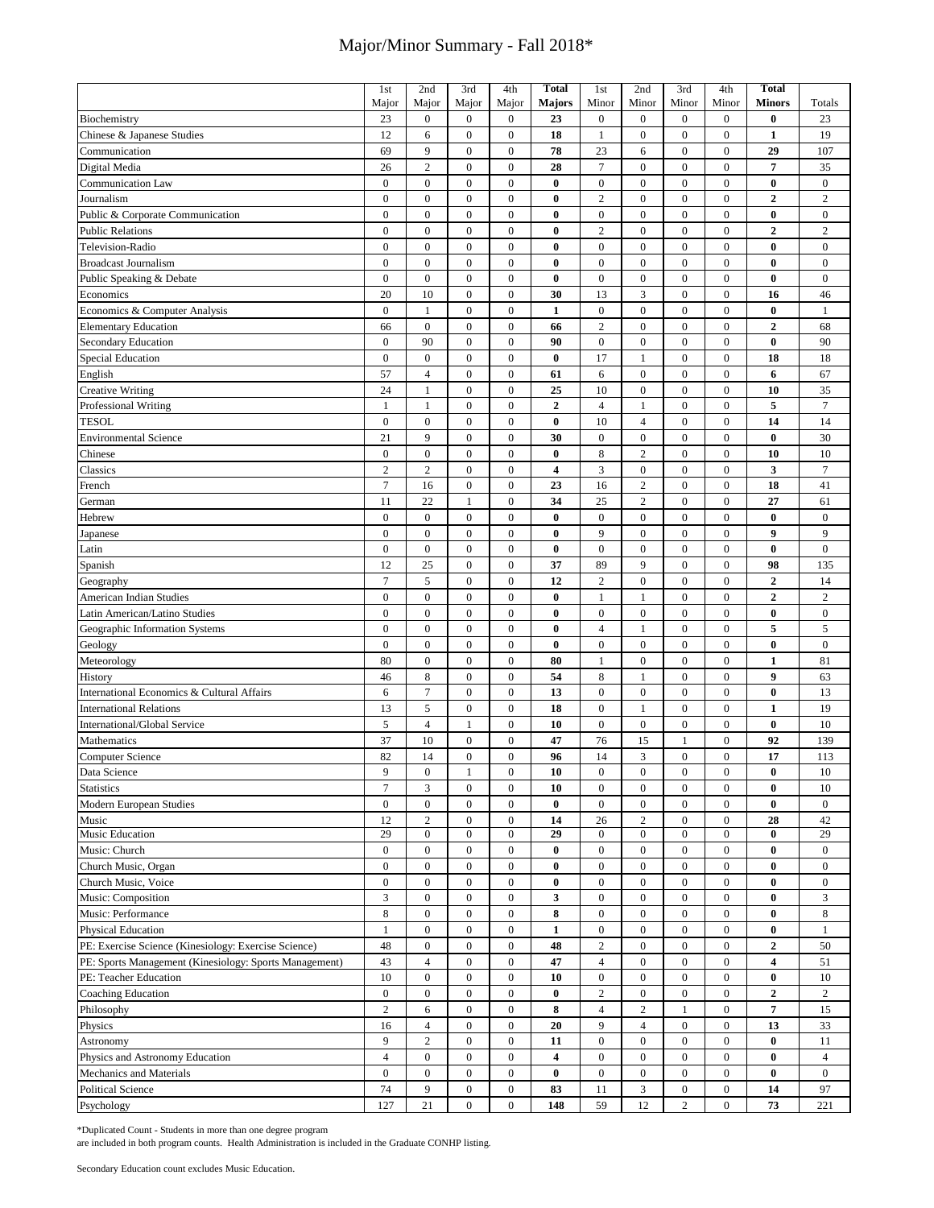# Major/Minor Summary - Fall 2018*

| | 1st Major | 2nd Major | 3rd Major | 4th Major | **Total Majors** | 1st Minor | 2nd Minor | 3rd Minor | 4th Minor | **Total Minors** | Totals |
|---|---|---|---|---|---|---|---|---|---|---|---|
| Biochemistry | 23 | 0 | 0 | 0 | **23** | 0 | 0 | 0 | 0 | **0** | 23 |
| Chinese & Japanese Studies | 12 | 6 | 0 | 0 | **18** | 1 | 0 | 0 | 0 | **1** | 19 |
| Communication | 69 | 9 | 0 | 0 | **78** | 23 | 6 | 0 | 0 | **29** | 107 |
| Digital Media | 26 | 2 | 0 | 0 | **28** | 7 | 0 | 0 | 0 | **7** | 35 |
| Communication Law | 0 | 0 | 0 | 0 | **0** | 0 | 0 | 0 | 0 | **0** | 0 |
| Journalism | 0 | 0 | 0 | 0 | **0** | 2 | 0 | 0 | 0 | **2** | 2 |
| Public & Corporate Communication | 0 | 0 | 0 | 0 | **0** | 0 | 0 | 0 | 0 | **0** | 0 |
| Public Relations | 0 | 0 | 0 | 0 | **0** | 2 | 0 | 0 | 0 | **2** | 2 |
| Television-Radio | 0 | 0 | 0 | 0 | **0** | 0 | 0 | 0 | 0 | **0** | 0 |
| Broadcast Journalism | 0 | 0 | 0 | 0 | **0** | 0 | 0 | 0 | 0 | **0** | 0 |
| Public Speaking & Debate | 0 | 0 | 0 | 0 | **0** | 0 | 0 | 0 | 0 | **0** | 0 |
| Economics | 20 | 10 | 0 | 0 | **30** | 13 | 3 | 0 | 0 | **16** | 46 |
| Economics & Computer Analysis | 0 | 1 | 0 | 0 | **1** | 0 | 0 | 0 | 0 | **0** | 1 |
| Elementary Education | 66 | 0 | 0 | 0 | **66** | 2 | 0 | 0 | 0 | **2** | 68 |
| Secondary Education | 0 | 90 | 0 | 0 | **90** | 0 | 0 | 0 | 0 | **0** | 90 |
| Special Education | 0 | 0 | 0 | 0 | **0** | 17 | 1 | 0 | 0 | **18** | 18 |
| English | 57 | 4 | 0 | 0 | **61** | 6 | 0 | 0 | 0 | **6** | 67 |
| Creative Writing | 24 | 1 | 0 | 0 | **25** | 10 | 0 | 0 | 0 | **10** | 35 |
| Professional Writing | 1 | 1 | 0 | 0 | **2** | 4 | 1 | 0 | 0 | **5** | 7 |
| TESOL | 0 | 0 | 0 | 0 | **0** | 10 | 4 | 0 | 0 | **14** | 14 |
| Environmental Science | 21 | 9 | 0 | 0 | **30** | 0 | 0 | 0 | 0 | **0** | 30 |
| Chinese | 0 | 0 | 0 | 0 | **0** | 8 | 2 | 0 | 0 | **10** | 10 |
| Classics | 2 | 2 | 0 | 0 | **4** | 3 | 0 | 0 | 0 | **3** | 7 |
| French | 7 | 16 | 0 | 0 | **23** | 16 | 2 | 0 | 0 | **18** | 41 |
| German | 11 | 22 | 1 | 0 | **34** | 25 | 2 | 0 | 0 | **27** | 61 |
| Hebrew | 0 | 0 | 0 | 0 | **0** | 0 | 0 | 0 | 0 | **0** | 0 |
| Japanese | 0 | 0 | 0 | 0 | **0** | 9 | 0 | 0 | 0 | **9** | 9 |
| Latin | 0 | 0 | 0 | 0 | **0** | 0 | 0 | 0 | 0 | **0** | 0 |
| Spanish | 12 | 25 | 0 | 0 | **37** | 89 | 9 | 0 | 0 | **98** | 135 |
| Geography | 7 | 5 | 0 | 0 | **12** | 2 | 0 | 0 | 0 | **2** | 14 |
| American Indian Studies | 0 | 0 | 0 | 0 | **0** | 1 | 1 | 0 | 0 | **2** | 2 |
| Latin American/Latino Studies | 0 | 0 | 0 | 0 | **0** | 0 | 0 | 0 | 0 | **0** | 0 |
| Geographic Information Systems | 0 | 0 | 0 | 0 | **0** | 4 | 1 | 0 | 0 | **5** | 5 |
| Geology | 0 | 0 | 0 | 0 | **0** | 0 | 0 | 0 | 0 | **0** | 0 |
| Meteorology | 80 | 0 | 0 | 0 | **80** | 1 | 0 | 0 | 0 | **1** | 81 |
| History | 46 | 8 | 0 | 0 | **54** | 8 | 1 | 0 | 0 | **9** | 63 |
| International Economics & Cultural Affairs | 6 | 7 | 0 | 0 | **13** | 0 | 0 | 0 | 0 | **0** | 13 |
| International Relations | 13 | 5 | 0 | 0 | **18** | 0 | 1 | 0 | 0 | **1** | 19 |
| International/Global Service | 5 | 4 | 1 | 0 | **10** | 0 | 0 | 0 | 0 | **0** | 10 |
| Mathematics | 37 | 10 | 0 | 0 | **47** | 76 | 15 | 1 | 0 | **92** | 139 |
| Computer Science | 82 | 14 | 0 | 0 | **96** | 14 | 3 | 0 | 0 | **17** | 113 |
| Data Science | 9 | 0 | 1 | 0 | **10** | 0 | 0 | 0 | 0 | **0** | 10 |
| Statistics | 7 | 3 | 0 | 0 | **10** | 0 | 0 | 0 | 0 | **0** | 10 |
| Modern European Studies | 0 | 0 | 0 | 0 | **0** | 0 | 0 | 0 | 0 | **0** | 0 |
| Music | 12 | 2 | 0 | 0 | **14** | 26 | 2 | 0 | 0 | **28** | 42 |
| Music Education | 29 | 0 | 0 | 0 | **29** | 0 | 0 | 0 | 0 | **0** | 29 |
| Music: Church | 0 | 0 | 0 | 0 | **0** | 0 | 0 | 0 | 0 | **0** | 0 |
| Church Music, Organ | 0 | 0 | 0 | 0 | **0** | 0 | 0 | 0 | 0 | **0** | 0 |
| Church Music, Voice | 0 | 0 | 0 | 0 | **0** | 0 | 0 | 0 | 0 | **0** | 0 |
| Music: Composition | 3 | 0 | 0 | 0 | **3** | 0 | 0 | 0 | 0 | **0** | 3 |
| Music: Performance | 8 | 0 | 0 | 0 | **8** | 0 | 0 | 0 | 0 | **0** | 8 |
| Physical Education | 1 | 0 | 0 | 0 | **1** | 0 | 0 | 0 | 0 | **0** | 1 |
| PE: Exercise Science (Kinesiology: Exercise Science) | 48 | 0 | 0 | 0 | **48** | 2 | 0 | 0 | 0 | **2** | 50 |
| PE: Sports Management (Kinesiology: Sports Management) | 43 | 4 | 0 | 0 | **47** | 4 | 0 | 0 | 0 | **4** | 51 |
| PE: Teacher Education | 10 | 0 | 0 | 0 | **10** | 0 | 0 | 0 | 0 | **0** | 10 |
| Coaching Education | 0 | 0 | 0 | 0 | **0** | 2 | 0 | 0 | 0 | **2** | 2 |
| Philosophy | 2 | 6 | 0 | 0 | **8** | 4 | 2 | 1 | 0 | **7** | 15 |
| Physics | 16 | 4 | 0 | 0 | **20** | 9 | 4 | 0 | 0 | **13** | 33 |
| Astronomy | 9 | 2 | 0 | 0 | **11** | 0 | 0 | 0 | 0 | **0** | 11 |
| Physics and Astronomy Education | 4 | 0 | 0 | 0 | **4** | 0 | 0 | 0 | 0 | **0** | 4 |
| Mechanics and Materials | 0 | 0 | 0 | 0 | **0** | 0 | 0 | 0 | 0 | **0** | 0 |
| Political Science | 74 | 9 | 0 | 0 | **83** | 11 | 3 | 0 | 0 | **14** | 97 |
| Psychology | 127 | 21 | 0 | 0 | **148** | 59 | 12 | 2 | 0 | **73** | 221 |

*Duplicated Count - Students in more than one degree program
are included in both program counts. Health Administration is included in the Graduate CONHP listing.

Secondary Education count excludes Music Education.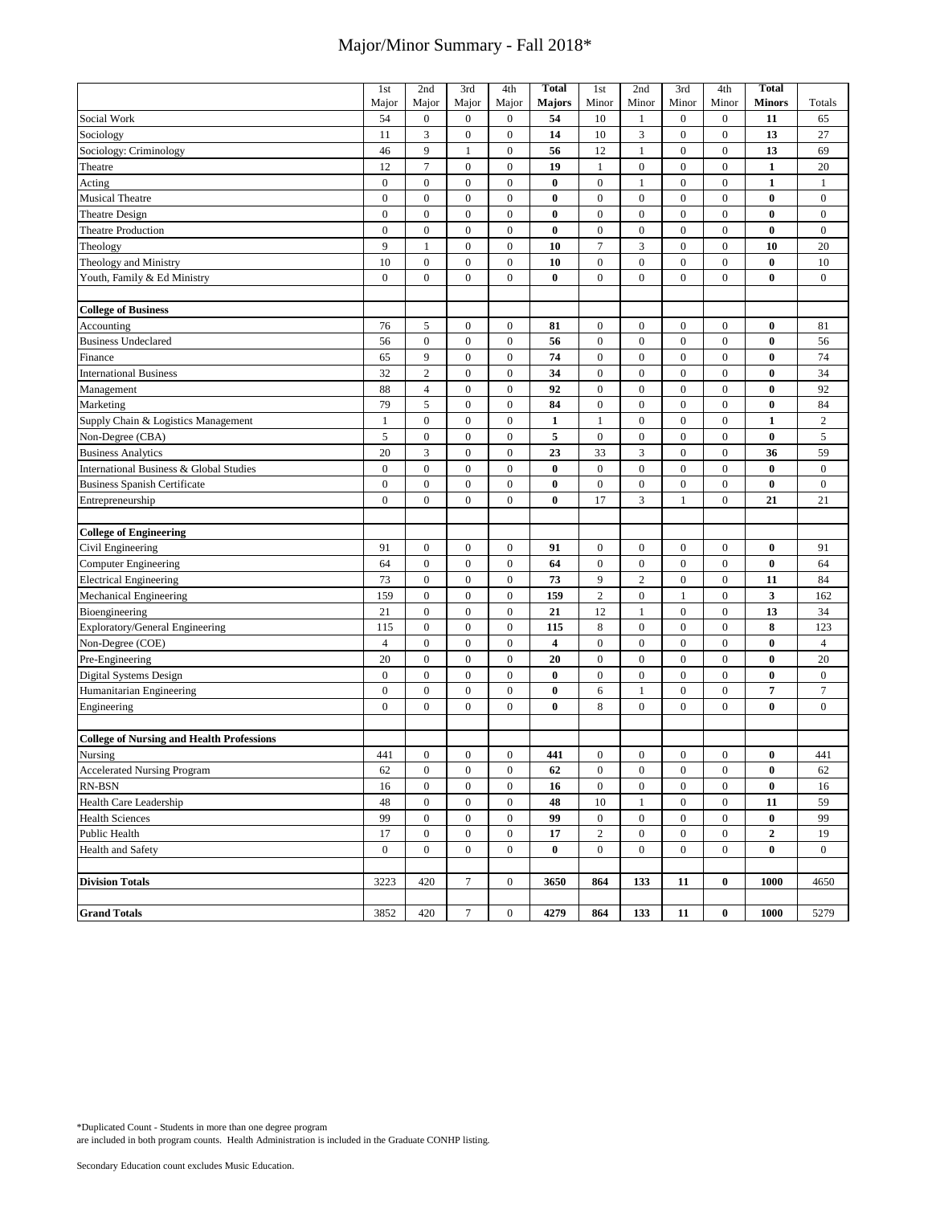# Major/Minor Summary - Fall 2018*

| | 1st Major | 2nd Major | 3rd Major | 4th Major | Total Majors | 1st Minor | 2nd Minor | 3rd Minor | 4th Minor | Total Minors | Totals |
|---|---|---|---|---|---|---|---|---|---|---|---|
| Social Work | 54 | 0 | 0 | 0 | **54** | 10 | 1 | 0 | 0 | **11** | 65 |
| Sociology | 11 | 3 | 0 | 0 | **14** | 10 | 3 | 0 | 0 | **13** | 27 |
| Sociology: Criminology | 46 | 9 | 1 | 0 | **56** | 12 | 1 | 0 | 0 | **13** | 69 |
| Theatre | 12 | 7 | 0 | 0 | **19** | 1 | 0 | 0 | 0 | **1** | 20 |
| Acting | 0 | 0 | 0 | 0 | **0** | 0 | 1 | 0 | 0 | **1** | 1 |
| Musical Theatre | 0 | 0 | 0 | 0 | **0** | 0 | 0 | 0 | 0 | **0** | 0 |
| Theatre Design | 0 | 0 | 0 | 0 | **0** | 0 | 0 | 0 | 0 | **0** | 0 |
| Theatre Production | 0 | 0 | 0 | 0 | **0** | 0 | 0 | 0 | 0 | **0** | 0 |
| Theology | 9 | 1 | 0 | 0 | **10** | 7 | 3 | 0 | 0 | **10** | 20 |
| Theology and Ministry | 10 | 0 | 0 | 0 | **10** | 0 | 0 | 0 | 0 | **0** | 10 |
| Youth, Family & Ed Ministry | 0 | 0 | 0 | 0 | **0** | 0 | 0 | 0 | 0 | **0** | 0 |
| | | | | | | | | | | | |
| **College of Business** | | | | | | | | | | | |
| Accounting | 76 | 5 | 0 | 0 | **81** | 0 | 0 | 0 | 0 | **0** | 81 |
| Business Undeclared | 56 | 0 | 0 | 0 | **56** | 0 | 0 | 0 | 0 | **0** | 56 |
| Finance | 65 | 9 | 0 | 0 | **74** | 0 | 0 | 0 | 0 | **0** | 74 |
| International Business | 32 | 2 | 0 | 0 | **34** | 0 | 0 | 0 | 0 | **0** | 34 |
| Management | 88 | 4 | 0 | 0 | **92** | 0 | 0 | 0 | 0 | **0** | 92 |
| Marketing | 79 | 5 | 0 | 0 | **84** | 0 | 0 | 0 | 0 | **0** | 84 |
| Supply Chain & Logistics Management | 1 | 0 | 0 | 0 | **1** | 1 | 0 | 0 | 0 | **1** | 2 |
| Non-Degree (CBA) | 5 | 0 | 0 | 0 | **5** | 0 | 0 | 0 | 0 | **0** | 5 |
| Business Analytics | 20 | 3 | 0 | 0 | **23** | 33 | 3 | 0 | 0 | **36** | 59 |
| International Business & Global Studies | 0 | 0 | 0 | 0 | **0** | 0 | 0 | 0 | 0 | **0** | 0 |
| Business Spanish Certificate | 0 | 0 | 0 | 0 | **0** | 0 | 0 | 0 | 0 | **0** | 0 |
| Entrepreneurship | 0 | 0 | 0 | 0 | **0** | 17 | 3 | 1 | 0 | **21** | 21 |
| | | | | | | | | | | | |
| **College of Engineering** | | | | | | | | | | | |
| Civil Engineering | 91 | 0 | 0 | 0 | **91** | 0 | 0 | 0 | 0 | **0** | 91 |
| Computer Engineering | 64 | 0 | 0 | 0 | **64** | 0 | 0 | 0 | 0 | **0** | 64 |
| Electrical Engineering | 73 | 0 | 0 | 0 | **73** | 9 | 2 | 0 | 0 | **11** | 84 |
| Mechanical Engineering | 159 | 0 | 0 | 0 | **159** | 2 | 0 | 1 | 0 | **3** | 162 |
| Bioengineering | 21 | 0 | 0 | 0 | **21** | 12 | 1 | 0 | 0 | **13** | 34 |
| Exploratory/General Engineering | 115 | 0 | 0 | 0 | **115** | 8 | 0 | 0 | 0 | **8** | 123 |
| Non-Degree (COE) | 4 | 0 | 0 | 0 | **4** | 0 | 0 | 0 | 0 | **0** | 4 |
| Pre-Engineering | 20 | 0 | 0 | 0 | **20** | 0 | 0 | 0 | 0 | **0** | 20 |
| Digital Systems Design | 0 | 0 | 0 | 0 | **0** | 0 | 0 | 0 | 0 | **0** | 0 |
| Humanitarian Engineering | 0 | 0 | 0 | 0 | **0** | 6 | 1 | 0 | 0 | **7** | 7 |
| Engineering | 0 | 0 | 0 | 0 | **0** | 8 | 0 | 0 | 0 | **0** | 0 |
| | | | | | | | | | | | |
| **College of Nursing and Health Professions** | | | | | | | | | | | |
| Nursing | 441 | 0 | 0 | 0 | **441** | 0 | 0 | 0 | 0 | **0** | 441 |
| Accelerated Nursing Program | 62 | 0 | 0 | 0 | **62** | 0 | 0 | 0 | 0 | **0** | 62 |
| RN-BSN | 16 | 0 | 0 | 0 | **16** | 0 | 0 | 0 | 0 | **0** | 16 |
| Health Care Leadership | 48 | 0 | 0 | 0 | **48** | 10 | 1 | 0 | 0 | **11** | 59 |
| Health Sciences | 99 | 0 | 0 | 0 | **99** | 0 | 0 | 0 | 0 | **0** | 99 |
| Public Health | 17 | 0 | 0 | 0 | **17** | 2 | 0 | 0 | 0 | **2** | 19 |
| Health and Safety | 0 | 0 | 0 | 0 | **0** | 0 | 0 | 0 | 0 | **0** | 0 |
| | | | | | | | | | | | |
| **Division Totals** | 3223 | 420 | 7 | 0 | **3650** | **864** | **133** | **11** | **0** | **1000** | 4650 |
| | | | | | | | | | | | |
| **Grand Totals** | 3852 | 420 | 7 | 0 | **4279** | **864** | **133** | **11** | **0** | **1000** | 5279 |

*Duplicated Count - Students in more than one degree program are included in both program counts. Health Administration is included in the Graduate CONHP listing.

Secondary Education count excludes Music Education.